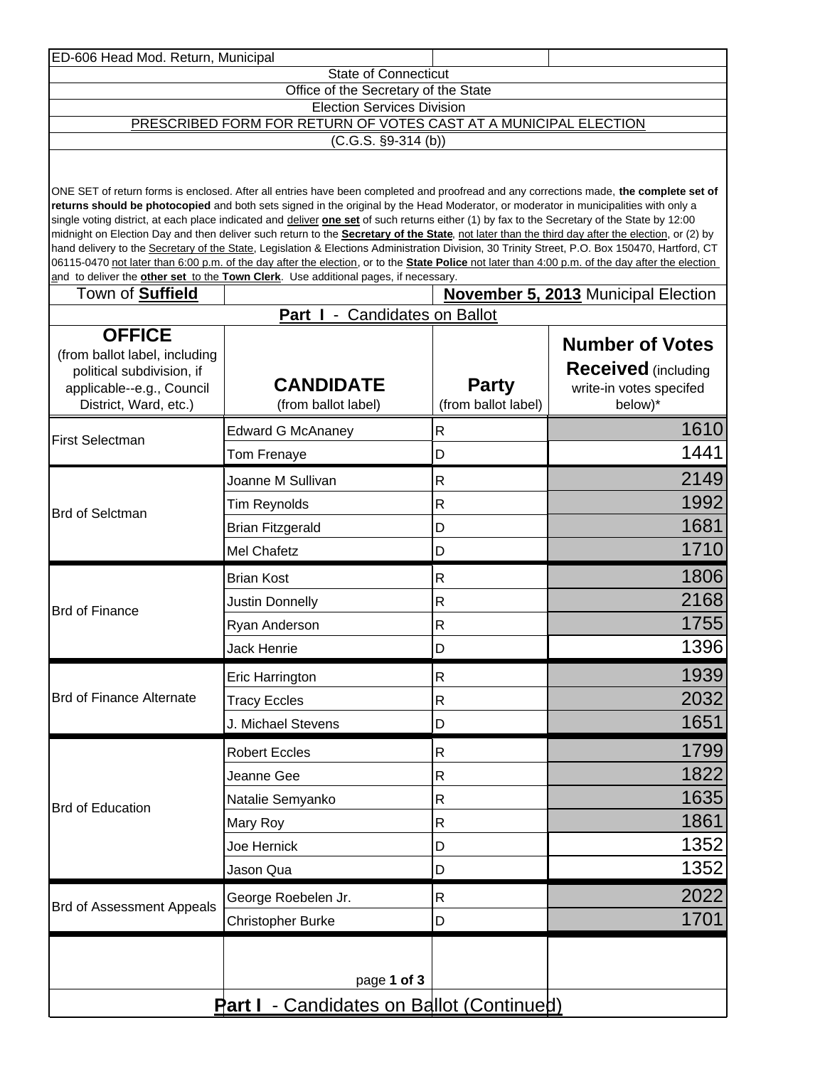ED-606 Head Mod. Return, Municipal

State of Connecticut

Office of the Secretary of the State

Election Services Division

PRESCRIBED FORM FOR RETURN OF VOTES CAST AT A MUNICIPAL ELECTION

(C.G.S. §9-314 (b))

ONE SET of return forms is enclosed. After all entries have been completed and proofread and any corrections made, **the complete set of returns should be photocopied** and both sets signed in the original by the Head Moderator, or moderator in municipalities with only a single voting district, at each place indicated and deliver **one set** of such returns either (1) by fax to the Secretary of the State by 12:00 midnight on Election Day and then deliver such return to the **Secretary of the State**, not later than the third day after the election, or (2) by hand delivery to the Secretary of the State, Legislation & Elections Administration Division, 30 Trinity Street, P.O. Box 150470, Hartford, CT 06115-0470 not later than 6:00 p.m. of the day after the election, or to the **State Police** not later than 4:00 p.m. of the day after the election and to deliver the **other set** to the **Town Clerk**. Use additional pages, if necessary.

Town of **Suffield** — **November 5, 2013** Municipal Election

## Part I - Candidates on Ballot

| **OFFICE** (from ballot label, including political subdivision, if applicable--e.g., Council District, Ward, etc.) | **CANDIDATE** (from ballot label) | **Party** (from ballot label) | **Number of Votes Received** (including write-in votes specifed below)* |
|---|---|---|---|
| First Selectman | Edward G McAnaney | R | 1610 |
| | Tom Frenaye | D | 1441 |
| Brd of Selctman | Joanne M Sullivan | R | 2149 |
| | Tim Reynolds | R | 1992 |
| | Brian Fitzgerald | D | 1681 |
| | Mel Chafetz | D | 1710 |
| Brd of Finance | Brian Kost | R | 1806 |
| | Justin Donnelly | R | 2168 |
| | Ryan Anderson | R | 1755 |
| | Jack Henrie | D | 1396 |
| Brd of Finance Alternate | Eric Harrington | R | 1939 |
| | Tracy Eccles | R | 2032 |
| | J. Michael Stevens | D | 1651 |
| Brd of Education | Robert Eccles | R | 1799 |
| | Jeanne Gee | R | 1822 |
| | Natalie Semyanko | R | 1635 |
| | Mary Roy | R | 1861 |
| | Joe Hernick | D | 1352 |
| | Jason Qua | D | 1352 |
| Brd of Assessment Appeals | George Roebelen Jr. | R | 2022 |
| | Christopher Burke | D | 1701 |

## Part I - Candidates on Ballot (Continued)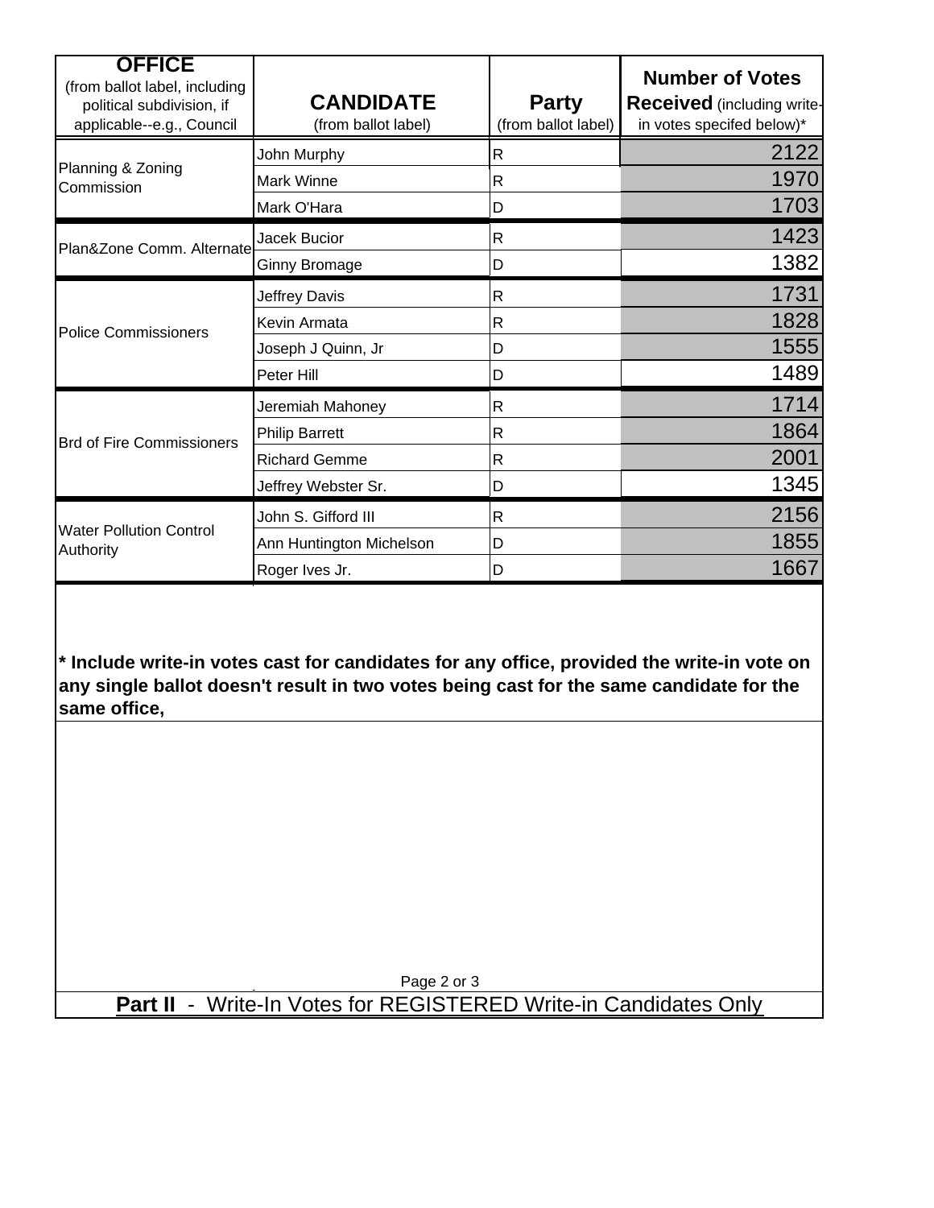| OFFICE (from ballot label, including political subdivision, if applicable--e.g., Council | CANDIDATE (from ballot label) | Party (from ballot label) | Number of Votes Received (including write-in votes specifed below)* |
| --- | --- | --- | --- |
| Planning & Zoning Commission | John Murphy | R | 2122 |
| | Mark Winne | R | 1970 |
| | Mark O'Hara | D | 1703 |
| Plan&Zone Comm. Alternate | Jacek Bucior | R | 1423 |
| | Ginny Bromage | D | 1382 |
| Police Commissioners | Jeffrey Davis | R | 1731 |
| | Kevin Armata | R | 1828 |
| | Joseph J Quinn, Jr | D | 1555 |
| | Peter Hill | D | 1489 |
| Brd of Fire Commissioners | Jeremiah Mahoney | R | 1714 |
| | Philip Barrett | R | 1864 |
| | Richard Gemme | R | 2001 |
| | Jeffrey Webster Sr. | D | 1345 |
| Water Pollution Control Authority | John S. Gifford III | R | 2156 |
| | Ann Huntington Michelson | D | 1855 |
| | Roger Ives Jr. | D | 1667 |

**\* Include write-in votes cast for candidates for any office, provided the write-in vote on any single ballot doesn't result in two votes being cast for the same candidate for the same office,**

## **Part II** - Write-In Votes for REGISTERED Write-in Candidates Only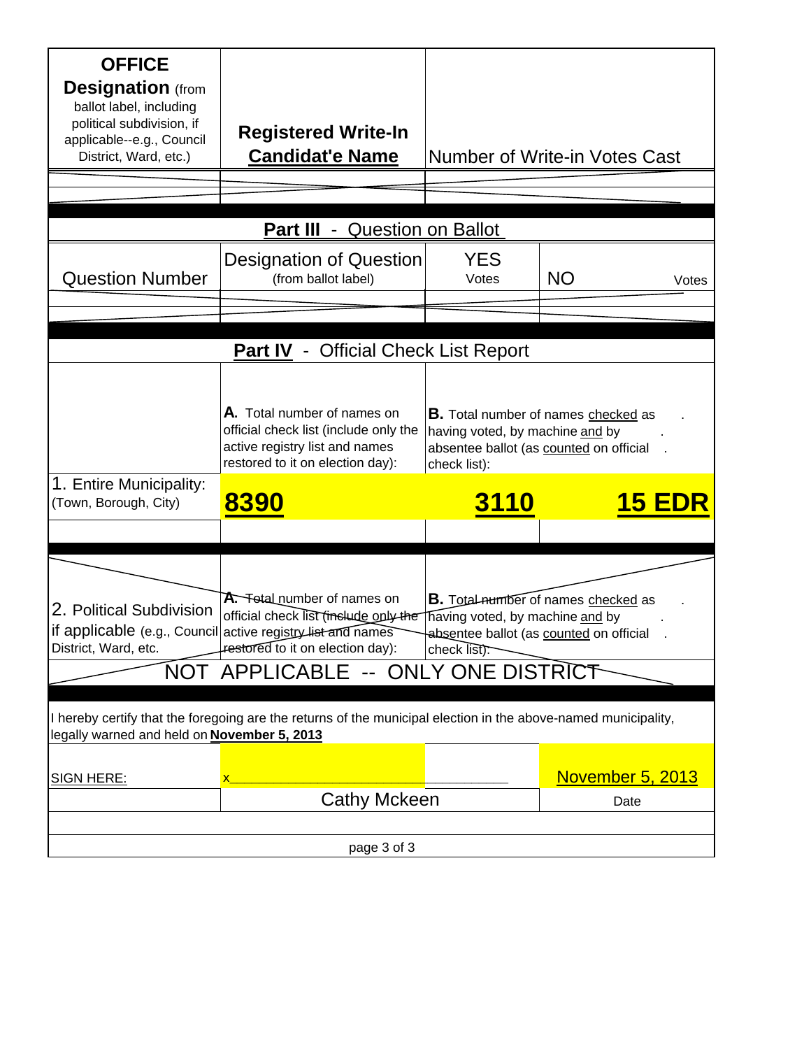| OFFICE Designation (from ballot label, including political subdivision, if applicable--e.g., Council District, Ward, etc.) | Registered Write-In Candidat'e Name | Number of Write-in Votes Cast |
|---|---|---|
| | | |
| | | |

## Part III - Question on Ballot

| Question Number | Designation of Question (from ballot label) | YES Votes | NO Votes |
|---|---|---|---|
| | | | |
| | | | |

## Part IV - Official Check List Report

| | A. Total number of names on official check list (include only the active registry list and names restored to it on election day): | B. Total number of names checked as having voted, by machine and by absentee ballot (as counted on official check list): | |
|---|---|---|---|
| 1. Entire Municipality: (Town, Borough, City) | **8390** | **3110** | **15 EDR** |

| | A. Total number of names on official check list (include only the active registry list and names restored to it on election day): | B. Total number of names checked as having voted, by machine and by absentee ballot (as counted on official check list): |
|---|---|---|
| 2. Political Subdivision if applicable (e.g., Council District, Ward, etc. | | |

NOT APPLICABLE -- ONLY ONE DISTRICT

I hereby certify that the foregoing are the returns of the municipal election in the above-named municipality, legally warned and held on **November 5, 2013**

| SIGN HERE: | x________________________________ | November 5, 2013 |
|---|---|---|
| | Cathy Mckeen | Date |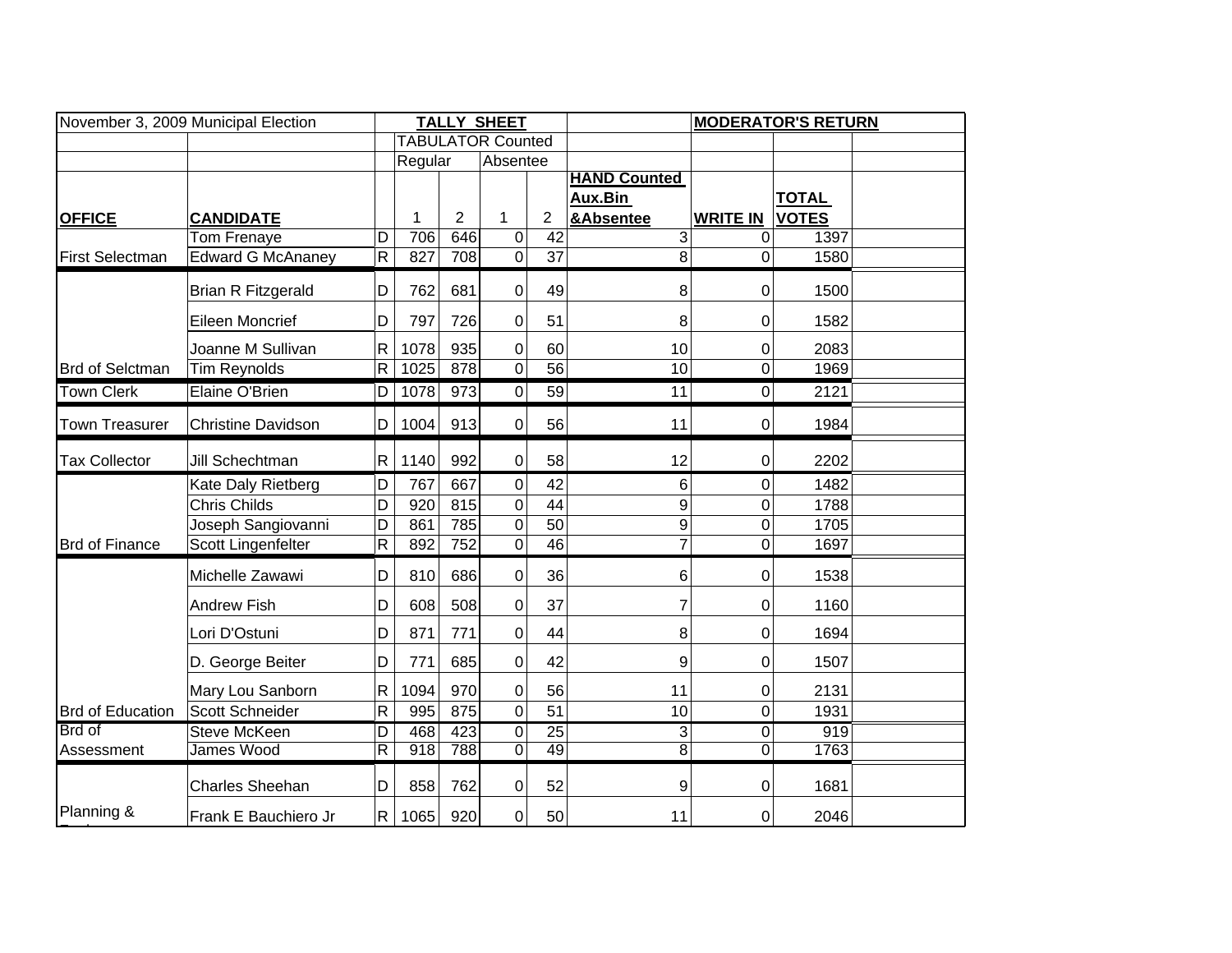| November 3, 2009 Municipal Election | | | TALLY SHEET | | | | | MODERATOR'S RETURN | | |
|---|---|---|---|---|---|---|---|---|---|---|
| | | | TABULATOR Counted | | | | | | | |
| | | | Regular | | Absentee | | | | | |
| **OFFICE** | **CANDIDATE** | | 1 | 2 | 1 | 2 | **HAND Counted Aux.Bin &Absentee** | **WRITE IN** | **TOTAL VOTES** | |
| | Tom Frenaye | D | 706 | 646 | 0 | 42 | 3 | 0 | 1397 | |
| First Selectman | Edward G McAnaney | R | 827 | 708 | 0 | 37 | 8 | 0 | 1580 | |
| | Brian R Fitzgerald | D | 762 | 681 | 0 | 49 | 8 | 0 | 1500 | |
| | Eileen Moncrief | D | 797 | 726 | 0 | 51 | 8 | 0 | 1582 | |
| | Joanne M Sullivan | R | 1078 | 935 | 0 | 60 | 10 | 0 | 2083 | |
| Brd of Selctman | Tim Reynolds | R | 1025 | 878 | 0 | 56 | 10 | 0 | 1969 | |
| Town Clerk | Elaine O'Brien | D | 1078 | 973 | 0 | 59 | 11 | 0 | 2121 | |
| Town Treasurer | Christine Davidson | D | 1004 | 913 | 0 | 56 | 11 | 0 | 1984 | |
| Tax Collector | Jill Schechtman | R | 1140 | 992 | 0 | 58 | 12 | 0 | 2202 | |
| | Kate Daly Rietberg | D | 767 | 667 | 0 | 42 | 6 | 0 | 1482 | |
| | Chris Childs | D | 920 | 815 | 0 | 44 | 9 | 0 | 1788 | |
| | Joseph Sangiovanni | D | 861 | 785 | 0 | 50 | 9 | 0 | 1705 | |
| Brd of Finance | Scott Lingenfelter | R | 892 | 752 | 0 | 46 | 7 | 0 | 1697 | |
| | Michelle Zawawi | D | 810 | 686 | 0 | 36 | 6 | 0 | 1538 | |
| | Andrew Fish | D | 608 | 508 | 0 | 37 | 7 | 0 | 1160 | |
| | Lori D'Ostuni | D | 871 | 771 | 0 | 44 | 8 | 0 | 1694 | |
| | D. George Beiter | D | 771 | 685 | 0 | 42 | 9 | 0 | 1507 | |
| | Mary Lou Sanborn | R | 1094 | 970 | 0 | 56 | 11 | 0 | 2131 | |
| Brd of Education | Scott Schneider | R | 995 | 875 | 0 | 51 | 10 | 0 | 1931 | |
| Brd of | Steve McKeen | D | 468 | 423 | 0 | 25 | 3 | 0 | 919 | |
| Assessment | James Wood | R | 918 | 788 | 0 | 49 | 8 | 0 | 1763 | |
| | Charles Sheehan | D | 858 | 762 | 0 | 52 | 9 | 0 | 1681 | |
| Planning & | Frank E Bauchiero Jr | R | 1065 | 920 | 0 | 50 | 11 | 0 | 2046 | |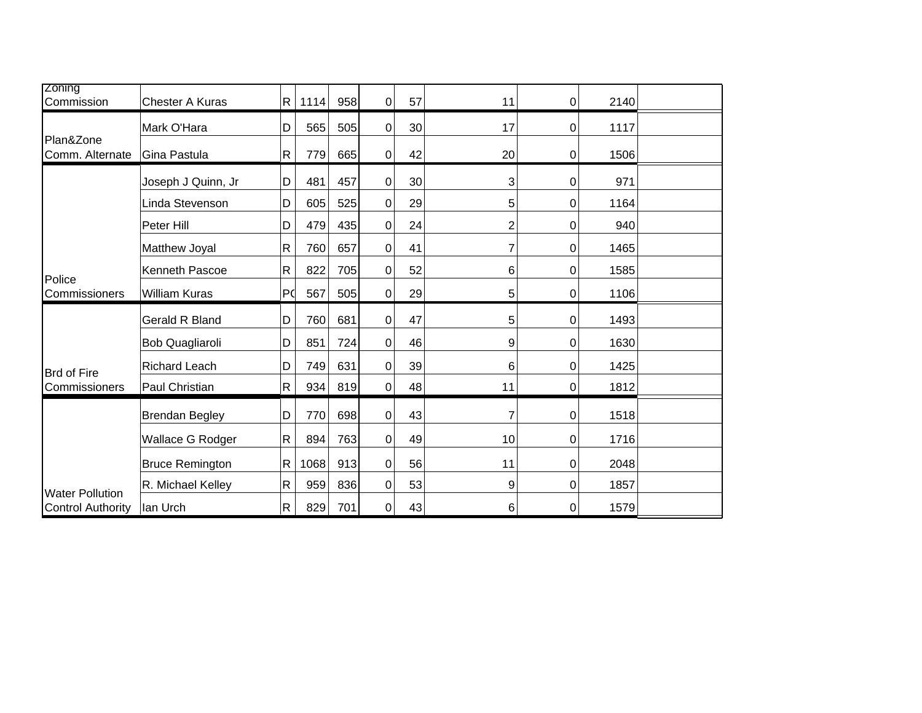| | | | | | | | | | | |
|---|---|---|---|---|---|---|---|---|---|---|
| Zoning Commission | Chester A Kuras | R | 1114 | 958 | 0 | 57 | 11 | 0 | 2140 | |
| Plan&Zone Comm. Alternate | Mark O'Hara | D | 565 | 505 | 0 | 30 | 17 | 0 | 1117 | |
| | Gina Pastula | R | 779 | 665 | 0 | 42 | 20 | 0 | 1506 | |
| Police Commissioners | Joseph J Quinn, Jr | D | 481 | 457 | 0 | 30 | 3 | 0 | 971 | |
| | Linda Stevenson | D | 605 | 525 | 0 | 29 | 5 | 0 | 1164 | |
| | Peter Hill | D | 479 | 435 | 0 | 24 | 2 | 0 | 940 | |
| | Matthew Joyal | R | 760 | 657 | 0 | 41 | 7 | 0 | 1465 | |
| | Kenneth Pascoe | R | 822 | 705 | 0 | 52 | 6 | 0 | 1585 | |
| | William Kuras | PC | 567 | 505 | 0 | 29 | 5 | 0 | 1106 | |
| Brd of Fire Commissioners | Gerald R Bland | D | 760 | 681 | 0 | 47 | 5 | 0 | 1493 | |
| | Bob Quagliaroli | D | 851 | 724 | 0 | 46 | 9 | 0 | 1630 | |
| | Richard Leach | D | 749 | 631 | 0 | 39 | 6 | 0 | 1425 | |
| | Paul Christian | R | 934 | 819 | 0 | 48 | 11 | 0 | 1812 | |
| Water Pollution Control Authority | Brendan Begley | D | 770 | 698 | 0 | 43 | 7 | 0 | 1518 | |
| | Wallace G Rodger | R | 894 | 763 | 0 | 49 | 10 | 0 | 1716 | |
| | Bruce Remington | R | 1068 | 913 | 0 | 56 | 11 | 0 | 2048 | |
| | R. Michael Kelley | R | 959 | 836 | 0 | 53 | 9 | 0 | 1857 | |
| | Ian Urch | R | 829 | 701 | 0 | 43 | 6 | 0 | 1579 | |